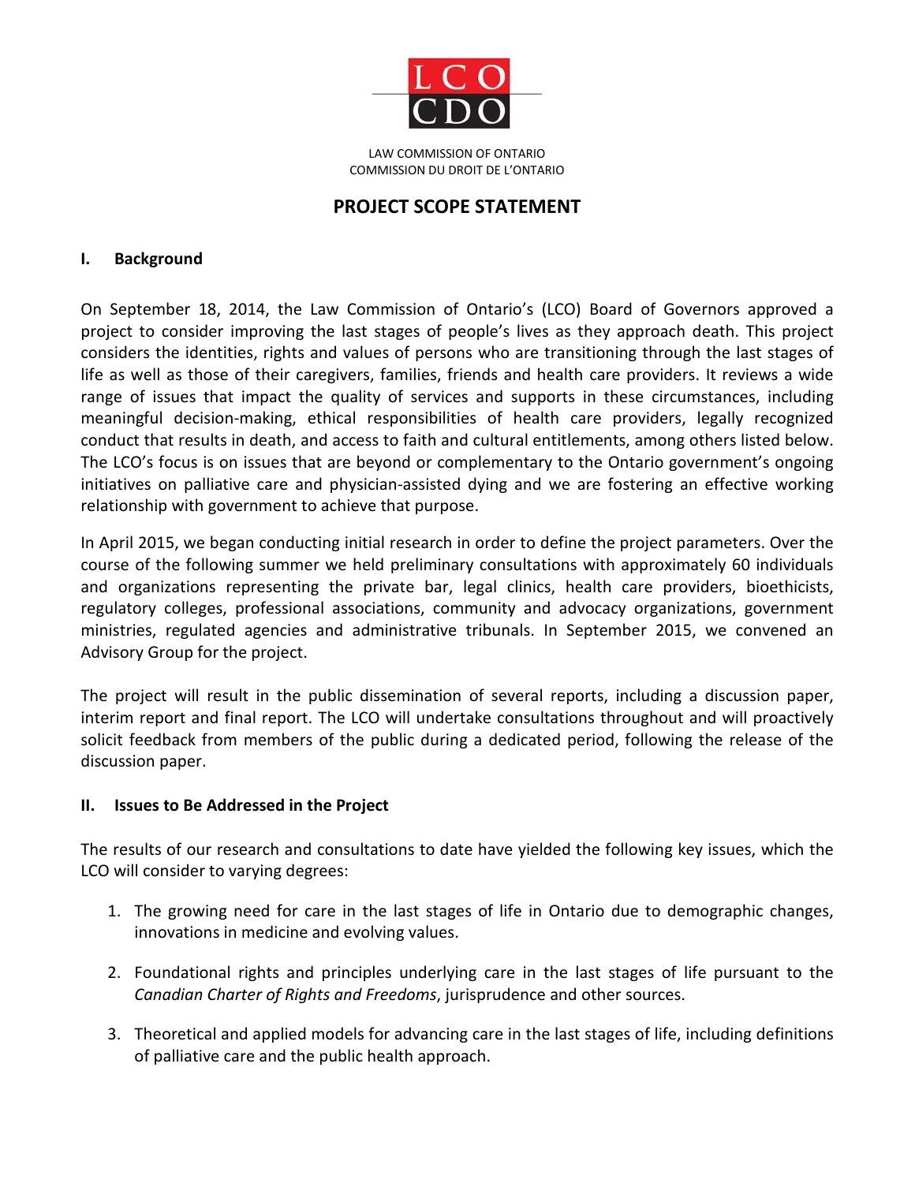LCO
CDO

LAW COMMISSION OF ONTARIO
COMMISSION DU DROIT DE L'ONTARIO

# PROJECT SCOPE STATEMENT

## I. Background

On September 18, 2014, the Law Commission of Ontario's (LCO) Board of Governors approved a project to consider improving the last stages of people's lives as they approach death. This project considers the identities, rights and values of persons who are transitioning through the last stages of life as well as those of their caregivers, families, friends and health care providers. It reviews a wide range of issues that impact the quality of services and supports in these circumstances, including meaningful decision-making, ethical responsibilities of health care providers, legally recognized conduct that results in death, and access to faith and cultural entitlements, among others listed below. The LCO's focus is on issues that are beyond or complementary to the Ontario government's ongoing initiatives on palliative care and physician-assisted dying and we are fostering an effective working relationship with government to achieve that purpose.

In April 2015, we began conducting initial research in order to define the project parameters. Over the course of the following summer we held preliminary consultations with approximately 60 individuals and organizations representing the private bar, legal clinics, health care providers, bioethicists, regulatory colleges, professional associations, community and advocacy organizations, government ministries, regulated agencies and administrative tribunals. In September 2015, we convened an Advisory Group for the project.

The project will result in the public dissemination of several reports, including a discussion paper, interim report and final report. The LCO will undertake consultations throughout and will proactively solicit feedback from members of the public during a dedicated period, following the release of the discussion paper.

## II. Issues to Be Addressed in the Project

The results of our research and consultations to date have yielded the following key issues, which the LCO will consider to varying degrees:

1. The growing need for care in the last stages of life in Ontario due to demographic changes, innovations in medicine and evolving values.

2. Foundational rights and principles underlying care in the last stages of life pursuant to the *Canadian Charter of Rights and Freedoms*, jurisprudence and other sources.

3. Theoretical and applied models for advancing care in the last stages of life, including definitions of palliative care and the public health approach.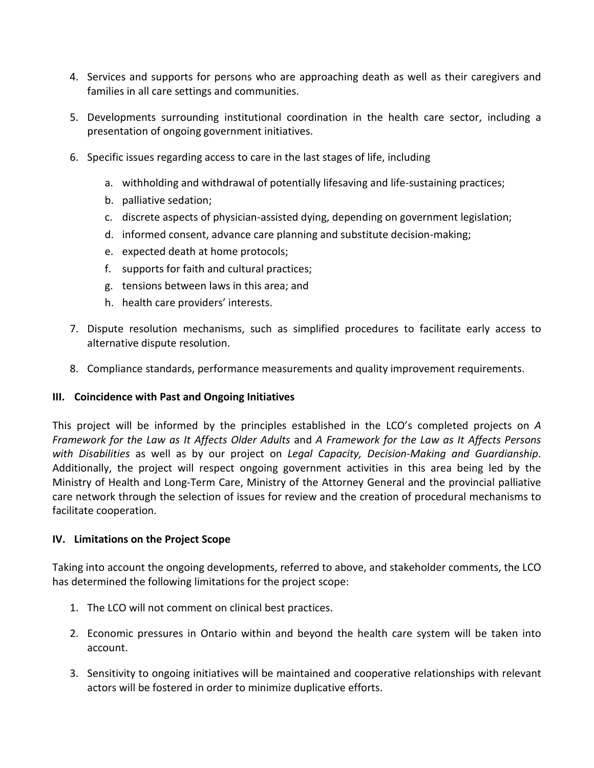4. Services and supports for persons who are approaching death as well as their caregivers and families in all care settings and communities.

5. Developments surrounding institutional coordination in the health care sector, including a presentation of ongoing government initiatives.

6. Specific issues regarding access to care in the last stages of life, including

   a. withholding and withdrawal of potentially lifesaving and life-sustaining practices;
   b. palliative sedation;
   c. discrete aspects of physician-assisted dying, depending on government legislation;
   d. informed consent, advance care planning and substitute decision-making;
   e. expected death at home protocols;
   f. supports for faith and cultural practices;
   g. tensions between laws in this area; and
   h. health care providers' interests.

7. Dispute resolution mechanisms, such as simplified procedures to facilitate early access to alternative dispute resolution.

8. Compliance standards, performance measurements and quality improvement requirements.

### III. Coincidence with Past and Ongoing Initiatives

This project will be informed by the principles established in the LCO's completed projects on *A Framework for the Law as It Affects Older Adults* and *A Framework for the Law as It Affects Persons with Disabilities* as well as by our project on *Legal Capacity, Decision-Making and Guardianship*. Additionally, the project will respect ongoing government activities in this area being led by the Ministry of Health and Long-Term Care, Ministry of the Attorney General and the provincial palliative care network through the selection of issues for review and the creation of procedural mechanisms to facilitate cooperation.

### IV. Limitations on the Project Scope

Taking into account the ongoing developments, referred to above, and stakeholder comments, the LCO has determined the following limitations for the project scope:

1. The LCO will not comment on clinical best practices.

2. Economic pressures in Ontario within and beyond the health care system will be taken into account.

3. Sensitivity to ongoing initiatives will be maintained and cooperative relationships with relevant actors will be fostered in order to minimize duplicative efforts.